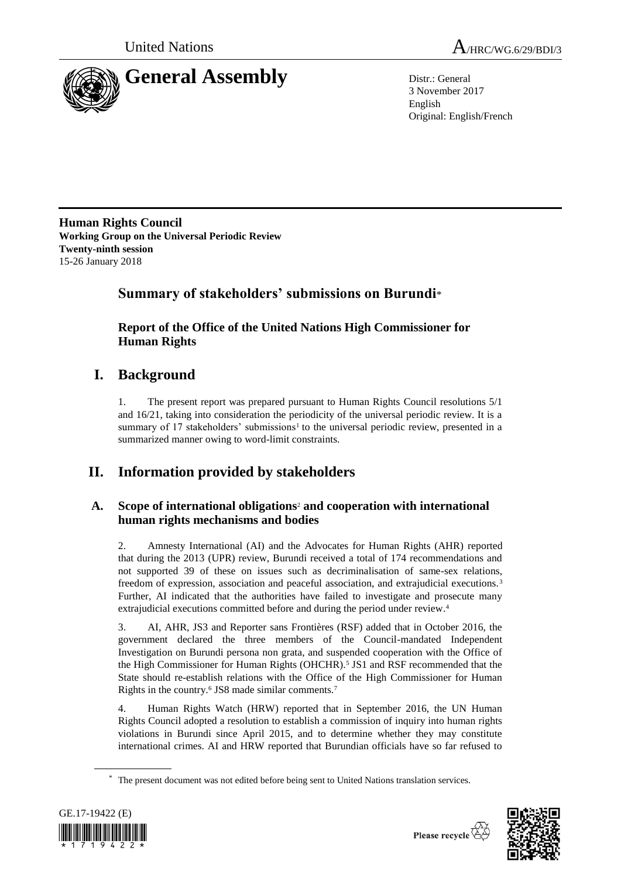United Nations

A/HRC/WG.6/29/BDI/3

# General Assembly

Distr.: General
3 November 2017
English
Original: English/French

**Human Rights Council**
**Working Group on the Universal Periodic Review**
**Twenty-ninth session**
15-26 January 2018

## Summary of stakeholders' submissions on Burundi*

### Report of the Office of the United Nations High Commissioner for Human Rights

## I. Background

1. The present report was prepared pursuant to Human Rights Council resolutions 5/1 and 16/21, taking into consideration the periodicity of the universal periodic review. It is a summary of 17 stakeholders' submissions[1] to the universal periodic review, presented in a summarized manner owing to word-limit constraints.

## II. Information provided by stakeholders

### A. Scope of international obligations[2] and cooperation with international human rights mechanisms and bodies

2. Amnesty International (AI) and the Advocates for Human Rights (AHR) reported that during the 2013 (UPR) review, Burundi received a total of 174 recommendations and not supported 39 of these on issues such as decriminalisation of same-sex relations, freedom of expression, association and peaceful association, and extrajudicial executions.[3] Further, AI indicated that the authorities have failed to investigate and prosecute many extrajudicial executions committed before and during the period under review.[4]

3. AI, AHR, JS3 and Reporter sans Frontières (RSF) added that in October 2016, the government declared the three members of the Council-mandated Independent Investigation on Burundi persona non grata, and suspended cooperation with the Office of the High Commissioner for Human Rights (OHCHR).[5] JS1 and RSF recommended that the State should re-establish relations with the Office of the High Commissioner for Human Rights in the country.[6] JS8 made similar comments.[7]

4. Human Rights Watch (HRW) reported that in September 2016, the UN Human Rights Council adopted a resolution to establish a commission of inquiry into human rights violations in Burundi since April 2015, and to determine whether they may constitute international crimes. AI and HRW reported that Burundian officials have so far refused to

---

* The present document was not edited before being sent to United Nations translation services.

GE.17-19422 (E)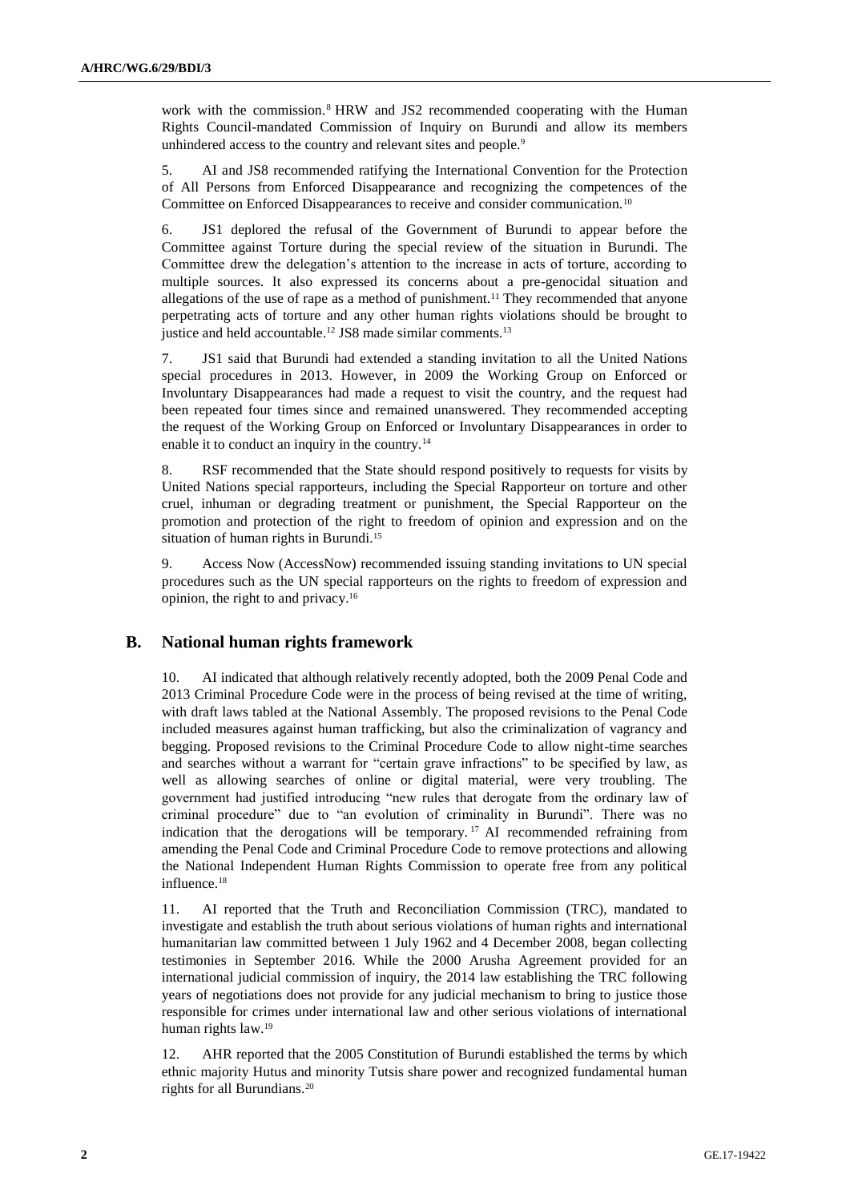work with the commission.[8] HRW and JS2 recommended cooperating with the Human Rights Council-mandated Commission of Inquiry on Burundi and allow its members unhindered access to the country and relevant sites and people.[9]

5. AI and JS8 recommended ratifying the International Convention for the Protection of All Persons from Enforced Disappearance and recognizing the competences of the Committee on Enforced Disappearances to receive and consider communication.[10]

6. JS1 deplored the refusal of the Government of Burundi to appear before the Committee against Torture during the special review of the situation in Burundi. The Committee drew the delegation's attention to the increase in acts of torture, according to multiple sources. It also expressed its concerns about a pre-genocidal situation and allegations of the use of rape as a method of punishment.[11] They recommended that anyone perpetrating acts of torture and any other human rights violations should be brought to justice and held accountable.[12] JS8 made similar comments.[13]

7. JS1 said that Burundi had extended a standing invitation to all the United Nations special procedures in 2013. However, in 2009 the Working Group on Enforced or Involuntary Disappearances had made a request to visit the country, and the request had been repeated four times since and remained unanswered. They recommended accepting the request of the Working Group on Enforced or Involuntary Disappearances in order to enable it to conduct an inquiry in the country.[14]

8. RSF recommended that the State should respond positively to requests for visits by United Nations special rapporteurs, including the Special Rapporteur on torture and other cruel, inhuman or degrading treatment or punishment, the Special Rapporteur on the promotion and protection of the right to freedom of opinion and expression and on the situation of human rights in Burundi.[15]

9. Access Now (AccessNow) recommended issuing standing invitations to UN special procedures such as the UN special rapporteurs on the rights to freedom of expression and opinion, the right to and privacy.[16]

## B. National human rights framework

10. AI indicated that although relatively recently adopted, both the 2009 Penal Code and 2013 Criminal Procedure Code were in the process of being revised at the time of writing, with draft laws tabled at the National Assembly. The proposed revisions to the Penal Code included measures against human trafficking, but also the criminalization of vagrancy and begging. Proposed revisions to the Criminal Procedure Code to allow night-time searches and searches without a warrant for "certain grave infractions" to be specified by law, as well as allowing searches of online or digital material, were very troubling. The government had justified introducing "new rules that derogate from the ordinary law of criminal procedure" due to "an evolution of criminality in Burundi". There was no indication that the derogations will be temporary.[17] AI recommended refraining from amending the Penal Code and Criminal Procedure Code to remove protections and allowing the National Independent Human Rights Commission to operate free from any political influence.[18]

11. AI reported that the Truth and Reconciliation Commission (TRC), mandated to investigate and establish the truth about serious violations of human rights and international humanitarian law committed between 1 July 1962 and 4 December 2008, began collecting testimonies in September 2016. While the 2000 Arusha Agreement provided for an international judicial commission of inquiry, the 2014 law establishing the TRC following years of negotiations does not provide for any judicial mechanism to bring to justice those responsible for crimes under international law and other serious violations of international human rights law.[19]

12. AHR reported that the 2005 Constitution of Burundi established the terms by which ethnic majority Hutus and minority Tutsis share power and recognized fundamental human rights for all Burundians.[20]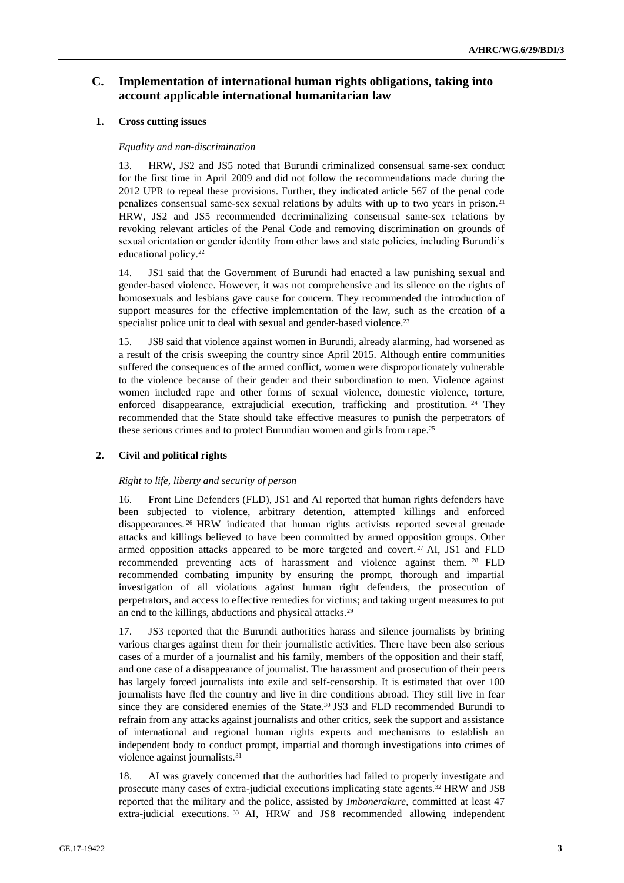## C. Implementation of international human rights obligations, taking into account applicable international humanitarian law

### 1. Cross cutting issues

*Equality and non-discrimination*

13. HRW, JS2 and JS5 noted that Burundi criminalized consensual same-sex conduct for the first time in April 2009 and did not follow the recommendations made during the 2012 UPR to repeal these provisions. Further, they indicated article 567 of the penal code penalizes consensual same-sex sexual relations by adults with up to two years in prison.[21] HRW, JS2 and JS5 recommended decriminalizing consensual same-sex relations by revoking relevant articles of the Penal Code and removing discrimination on grounds of sexual orientation or gender identity from other laws and state policies, including Burundi's educational policy.[22]

14. JS1 said that the Government of Burundi had enacted a law punishing sexual and gender-based violence. However, it was not comprehensive and its silence on the rights of homosexuals and lesbians gave cause for concern. They recommended the introduction of support measures for the effective implementation of the law, such as the creation of a specialist police unit to deal with sexual and gender-based violence.[23]

15. JS8 said that violence against women in Burundi, already alarming, had worsened as a result of the crisis sweeping the country since April 2015. Although entire communities suffered the consequences of the armed conflict, women were disproportionately vulnerable to the violence because of their gender and their subordination to men. Violence against women included rape and other forms of sexual violence, domestic violence, torture, enforced disappearance, extrajudicial execution, trafficking and prostitution.[24] They recommended that the State should take effective measures to punish the perpetrators of these serious crimes and to protect Burundian women and girls from rape.[25]

### 2. Civil and political rights

*Right to life, liberty and security of person*

16. Front Line Defenders (FLD), JS1 and AI reported that human rights defenders have been subjected to violence, arbitrary detention, attempted killings and enforced disappearances.[26] HRW indicated that human rights activists reported several grenade attacks and killings believed to have been committed by armed opposition groups. Other armed opposition attacks appeared to be more targeted and covert.[27] AI, JS1 and FLD recommended preventing acts of harassment and violence against them.[28] FLD recommended combating impunity by ensuring the prompt, thorough and impartial investigation of all violations against human right defenders, the prosecution of perpetrators, and access to effective remedies for victims; and taking urgent measures to put an end to the killings, abductions and physical attacks.[29]

17. JS3 reported that the Burundi authorities harass and silence journalists by brining various charges against them for their journalistic activities. There have been also serious cases of a murder of a journalist and his family, members of the opposition and their staff, and one case of a disappearance of journalist. The harassment and prosecution of their peers has largely forced journalists into exile and self-censorship. It is estimated that over 100 journalists have fled the country and live in dire conditions abroad. They still live in fear since they are considered enemies of the State.[30] JS3 and FLD recommended Burundi to refrain from any attacks against journalists and other critics, seek the support and assistance of international and regional human rights experts and mechanisms to establish an independent body to conduct prompt, impartial and thorough investigations into crimes of violence against journalists.[31]

18. AI was gravely concerned that the authorities had failed to properly investigate and prosecute many cases of extra-judicial executions implicating state agents.[32] HRW and JS8 reported that the military and the police, assisted by *Imbonerakure*, committed at least 47 extra-judicial executions.[33] AI, HRW and JS8 recommended allowing independent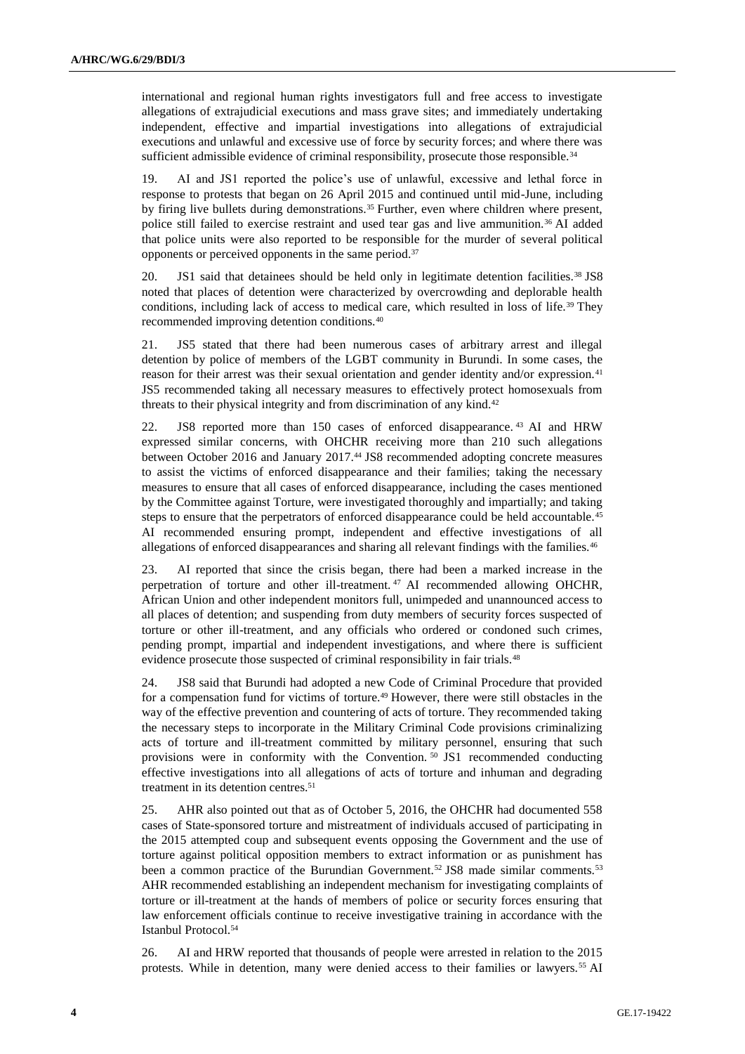international and regional human rights investigators full and free access to investigate allegations of extrajudicial executions and mass grave sites; and immediately undertaking independent, effective and impartial investigations into allegations of extrajudicial executions and unlawful and excessive use of force by security forces; and where there was sufficient admissible evidence of criminal responsibility, prosecute those responsible.[34]

19. AI and JS1 reported the police's use of unlawful, excessive and lethal force in response to protests that began on 26 April 2015 and continued until mid-June, including by firing live bullets during demonstrations.[35] Further, even where children where present, police still failed to exercise restraint and used tear gas and live ammunition.[36] AI added that police units were also reported to be responsible for the murder of several political opponents or perceived opponents in the same period.[37]

20. JS1 said that detainees should be held only in legitimate detention facilities.[38] JS8 noted that places of detention were characterized by overcrowding and deplorable health conditions, including lack of access to medical care, which resulted in loss of life.[39] They recommended improving detention conditions.[40]

21. JS5 stated that there had been numerous cases of arbitrary arrest and illegal detention by police of members of the LGBT community in Burundi. In some cases, the reason for their arrest was their sexual orientation and gender identity and/or expression.[41] JS5 recommended taking all necessary measures to effectively protect homosexuals from threats to their physical integrity and from discrimination of any kind.[42]

22. JS8 reported more than 150 cases of enforced disappearance.[43] AI and HRW expressed similar concerns, with OHCHR receiving more than 210 such allegations between October 2016 and January 2017.[44] JS8 recommended adopting concrete measures to assist the victims of enforced disappearance and their families; taking the necessary measures to ensure that all cases of enforced disappearance, including the cases mentioned by the Committee against Torture, were investigated thoroughly and impartially; and taking steps to ensure that the perpetrators of enforced disappearance could be held accountable.[45] AI recommended ensuring prompt, independent and effective investigations of all allegations of enforced disappearances and sharing all relevant findings with the families.[46]

23. AI reported that since the crisis began, there had been a marked increase in the perpetration of torture and other ill-treatment.[47] AI recommended allowing OHCHR, African Union and other independent monitors full, unimpeded and unannounced access to all places of detention; and suspending from duty members of security forces suspected of torture or other ill-treatment, and any officials who ordered or condoned such crimes, pending prompt, impartial and independent investigations, and where there is sufficient evidence prosecute those suspected of criminal responsibility in fair trials.[48]

24. JS8 said that Burundi had adopted a new Code of Criminal Procedure that provided for a compensation fund for victims of torture.[49] However, there were still obstacles in the way of the effective prevention and countering of acts of torture. They recommended taking the necessary steps to incorporate in the Military Criminal Code provisions criminalizing acts of torture and ill-treatment committed by military personnel, ensuring that such provisions were in conformity with the Convention.[50] JS1 recommended conducting effective investigations into all allegations of acts of torture and inhuman and degrading treatment in its detention centres.[51]

25. AHR also pointed out that as of October 5, 2016, the OHCHR had documented 558 cases of State-sponsored torture and mistreatment of individuals accused of participating in the 2015 attempted coup and subsequent events opposing the Government and the use of torture against political opposition members to extract information or as punishment has been a common practice of the Burundian Government.[52] JS8 made similar comments.[53] AHR recommended establishing an independent mechanism for investigating complaints of torture or ill-treatment at the hands of members of police or security forces ensuring that law enforcement officials continue to receive investigative training in accordance with the Istanbul Protocol.[54]

26. AI and HRW reported that thousands of people were arrested in relation to the 2015 protests. While in detention, many were denied access to their families or lawyers.[55] AI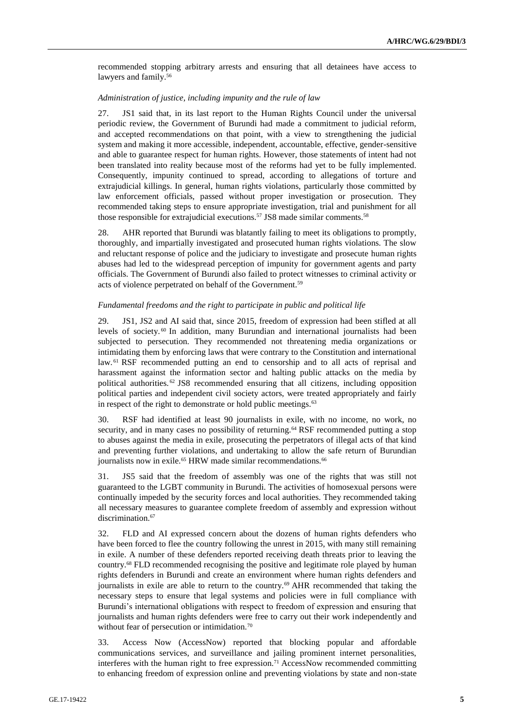recommended stopping arbitrary arrests and ensuring that all detainees have access to lawyers and family.[56]

*Administration of justice, including impunity and the rule of law*

27. JS1 said that, in its last report to the Human Rights Council under the universal periodic review, the Government of Burundi had made a commitment to judicial reform, and accepted recommendations on that point, with a view to strengthening the judicial system and making it more accessible, independent, accountable, effective, gender-sensitive and able to guarantee respect for human rights. However, those statements of intent had not been translated into reality because most of the reforms had yet to be fully implemented. Consequently, impunity continued to spread, according to allegations of torture and extrajudicial killings. In general, human rights violations, particularly those committed by law enforcement officials, passed without proper investigation or prosecution. They recommended taking steps to ensure appropriate investigation, trial and punishment for all those responsible for extrajudicial executions.[57] JS8 made similar comments.[58]

28. AHR reported that Burundi was blatantly failing to meet its obligations to promptly, thoroughly, and impartially investigated and prosecuted human rights violations. The slow and reluctant response of police and the judiciary to investigate and prosecute human rights abuses had led to the widespread perception of impunity for government agents and party officials. The Government of Burundi also failed to protect witnesses to criminal activity or acts of violence perpetrated on behalf of the Government.[59]

*Fundamental freedoms and the right to participate in public and political life*

29. JS1, JS2 and AI said that, since 2015, freedom of expression had been stifled at all levels of society.[60] In addition, many Burundian and international journalists had been subjected to persecution. They recommended not threatening media organizations or intimidating them by enforcing laws that were contrary to the Constitution and international law.[61] RSF recommended putting an end to censorship and to all acts of reprisal and harassment against the information sector and halting public attacks on the media by political authorities.[62] JS8 recommended ensuring that all citizens, including opposition political parties and independent civil society actors, were treated appropriately and fairly in respect of the right to demonstrate or hold public meetings.[63]

30. RSF had identified at least 90 journalists in exile, with no income, no work, no security, and in many cases no possibility of returning.[64] RSF recommended putting a stop to abuses against the media in exile, prosecuting the perpetrators of illegal acts of that kind and preventing further violations, and undertaking to allow the safe return of Burundian journalists now in exile.[65] HRW made similar recommendations.[66]

31. JS5 said that the freedom of assembly was one of the rights that was still not guaranteed to the LGBT community in Burundi. The activities of homosexual persons were continually impeded by the security forces and local authorities. They recommended taking all necessary measures to guarantee complete freedom of assembly and expression without discrimination.[67]

32. FLD and AI expressed concern about the dozens of human rights defenders who have been forced to flee the country following the unrest in 2015, with many still remaining in exile. A number of these defenders reported receiving death threats prior to leaving the country.[68] FLD recommended recognising the positive and legitimate role played by human rights defenders in Burundi and create an environment where human rights defenders and journalists in exile are able to return to the country.[69] AHR recommended that taking the necessary steps to ensure that legal systems and policies were in full compliance with Burundi's international obligations with respect to freedom of expression and ensuring that journalists and human rights defenders were free to carry out their work independently and without fear of persecution or intimidation.[70]

33. Access Now (AccessNow) reported that blocking popular and affordable communications services, and surveillance and jailing prominent internet personalities, interferes with the human right to free expression.[71] AccessNow recommended committing to enhancing freedom of expression online and preventing violations by state and non-state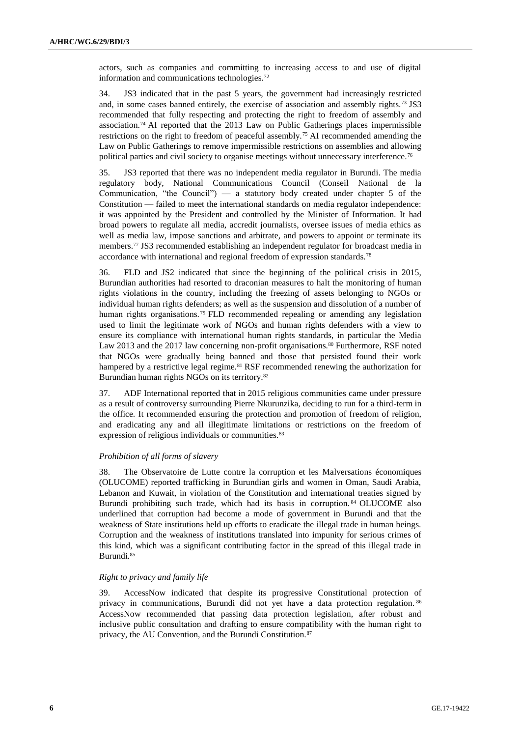actors, such as companies and committing to increasing access to and use of digital information and communications technologies.[72]

34. JS3 indicated that in the past 5 years, the government had increasingly restricted and, in some cases banned entirely, the exercise of association and assembly rights.[73] JS3 recommended that fully respecting and protecting the right to freedom of assembly and association.[74] AI reported that the 2013 Law on Public Gatherings places impermissible restrictions on the right to freedom of peaceful assembly.[75] AI recommended amending the Law on Public Gatherings to remove impermissible restrictions on assemblies and allowing political parties and civil society to organise meetings without unnecessary interference.[76]

35. JS3 reported that there was no independent media regulator in Burundi. The media regulatory body, National Communications Council (Conseil National de la Communication, "the Council") — a statutory body created under chapter 5 of the Constitution — failed to meet the international standards on media regulator independence: it was appointed by the President and controlled by the Minister of Information. It had broad powers to regulate all media, accredit journalists, oversee issues of media ethics as well as media law, impose sanctions and arbitrate, and powers to appoint or terminate its members.[77] JS3 recommended establishing an independent regulator for broadcast media in accordance with international and regional freedom of expression standards.[78]

36. FLD and JS2 indicated that since the beginning of the political crisis in 2015, Burundian authorities had resorted to draconian measures to halt the monitoring of human rights violations in the country, including the freezing of assets belonging to NGOs or individual human rights defenders; as well as the suspension and dissolution of a number of human rights organisations.[79] FLD recommended repealing or amending any legislation used to limit the legitimate work of NGOs and human rights defenders with a view to ensure its compliance with international human rights standards, in particular the Media Law 2013 and the 2017 law concerning non-profit organisations.[80] Furthermore, RSF noted that NGOs were gradually being banned and those that persisted found their work hampered by a restrictive legal regime.[81] RSF recommended renewing the authorization for Burundian human rights NGOs on its territory.[82]

37. ADF International reported that in 2015 religious communities came under pressure as a result of controversy surrounding Pierre Nkurunzika, deciding to run for a third-term in the office. It recommended ensuring the protection and promotion of freedom of religion, and eradicating any and all illegitimate limitations or restrictions on the freedom of expression of religious individuals or communities.[83]

*Prohibition of all forms of slavery*

38. The Observatoire de Lutte contre la corruption et les Malversations économiques (OLUCOME) reported trafficking in Burundian girls and women in Oman, Saudi Arabia, Lebanon and Kuwait, in violation of the Constitution and international treaties signed by Burundi prohibiting such trade, which had its basis in corruption.[84] OLUCOME also underlined that corruption had become a mode of government in Burundi and that the weakness of State institutions held up efforts to eradicate the illegal trade in human beings. Corruption and the weakness of institutions translated into impunity for serious crimes of this kind, which was a significant contributing factor in the spread of this illegal trade in Burundi.[85]

*Right to privacy and family life*

39. AccessNow indicated that despite its progressive Constitutional protection of privacy in communications, Burundi did not yet have a data protection regulation.[86] AccessNow recommended that passing data protection legislation, after robust and inclusive public consultation and drafting to ensure compatibility with the human right to privacy, the AU Convention, and the Burundi Constitution.[87]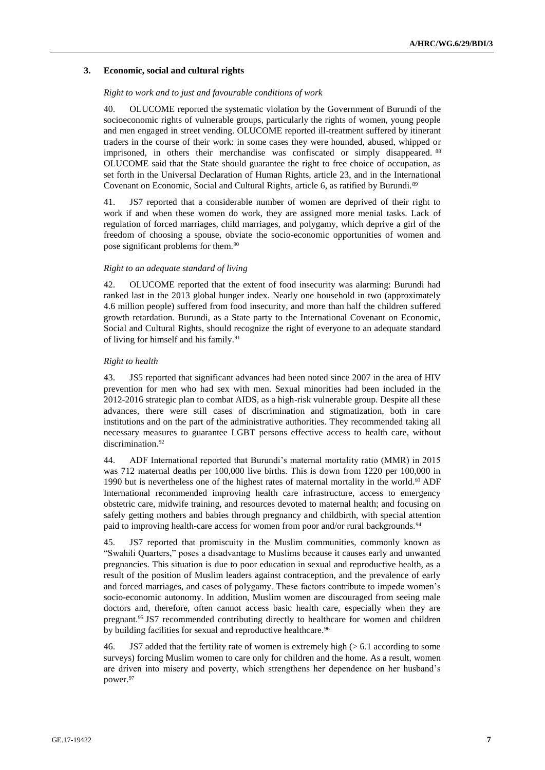### 3. Economic, social and cultural rights

*Right to work and to just and favourable conditions of work*

40. OLUCOME reported the systematic violation by the Government of Burundi of the socioeconomic rights of vulnerable groups, particularly the rights of women, young people and men engaged in street vending. OLUCOME reported ill-treatment suffered by itinerant traders in the course of their work: in some cases they were hounded, abused, whipped or imprisoned, in others their merchandise was confiscated or simply disappeared.[88] OLUCOME said that the State should guarantee the right to free choice of occupation, as set forth in the Universal Declaration of Human Rights, article 23, and in the International Covenant on Economic, Social and Cultural Rights, article 6, as ratified by Burundi.[89]

41. JS7 reported that a considerable number of women are deprived of their right to work if and when these women do work, they are assigned more menial tasks. Lack of regulation of forced marriages, child marriages, and polygamy, which deprive a girl of the freedom of choosing a spouse, obviate the socio-economic opportunities of women and pose significant problems for them.[90]

*Right to an adequate standard of living*

42. OLUCOME reported that the extent of food insecurity was alarming: Burundi had ranked last in the 2013 global hunger index. Nearly one household in two (approximately 4.6 million people) suffered from food insecurity, and more than half the children suffered growth retardation. Burundi, as a State party to the International Covenant on Economic, Social and Cultural Rights, should recognize the right of everyone to an adequate standard of living for himself and his family.[91]

*Right to health*

43. JS5 reported that significant advances had been noted since 2007 in the area of HIV prevention for men who had sex with men. Sexual minorities had been included in the 2012-2016 strategic plan to combat AIDS, as a high-risk vulnerable group. Despite all these advances, there were still cases of discrimination and stigmatization, both in care institutions and on the part of the administrative authorities. They recommended taking all necessary measures to guarantee LGBT persons effective access to health care, without discrimination.[92]

44. ADF International reported that Burundi's maternal mortality ratio (MMR) in 2015 was 712 maternal deaths per 100,000 live births. This is down from 1220 per 100,000 in 1990 but is nevertheless one of the highest rates of maternal mortality in the world.[93] ADF International recommended improving health care infrastructure, access to emergency obstetric care, midwife training, and resources devoted to maternal health; and focusing on safely getting mothers and babies through pregnancy and childbirth, with special attention paid to improving health-care access for women from poor and/or rural backgrounds.[94]

45. JS7 reported that promiscuity in the Muslim communities, commonly known as "Swahili Quarters," poses a disadvantage to Muslims because it causes early and unwanted pregnancies. This situation is due to poor education in sexual and reproductive health, as a result of the position of Muslim leaders against contraception, and the prevalence of early and forced marriages, and cases of polygamy. These factors contribute to impede women's socio-economic autonomy. In addition, Muslim women are discouraged from seeing male doctors and, therefore, often cannot access basic health care, especially when they are pregnant.[95] JS7 recommended contributing directly to healthcare for women and children by building facilities for sexual and reproductive healthcare.[96]

46. JS7 added that the fertility rate of women is extremely high (> 6.1 according to some surveys) forcing Muslim women to care only for children and the home. As a result, women are driven into misery and poverty, which strengthens her dependence on her husband's power.[97]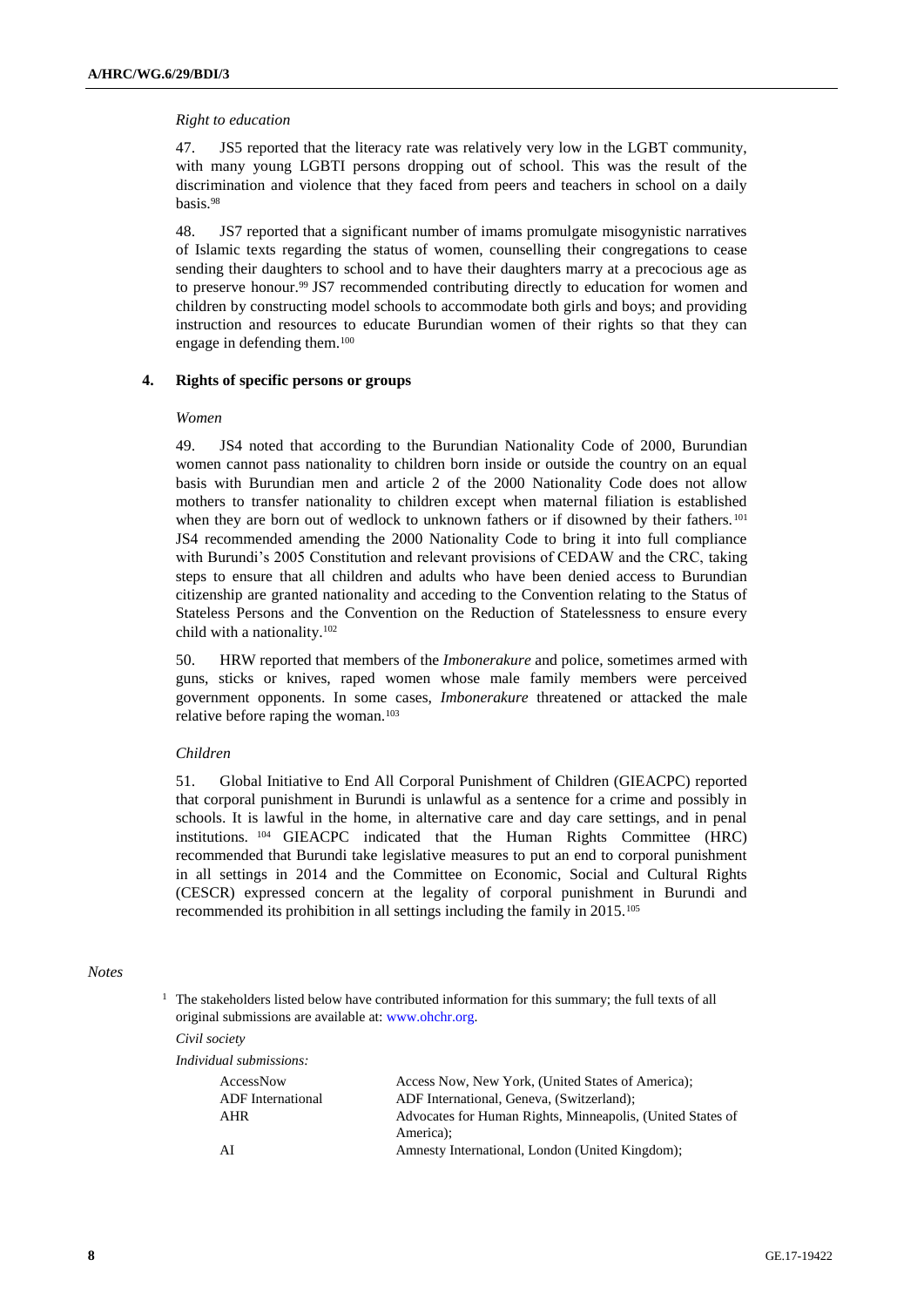*Right to education*

47. JS5 reported that the literacy rate was relatively very low in the LGBT community, with many young LGBTI persons dropping out of school. This was the result of the discrimination and violence that they faced from peers and teachers in school on a daily basis.[98]

48. JS7 reported that a significant number of imams promulgate misogynistic narratives of Islamic texts regarding the status of women, counselling their congregations to cease sending their daughters to school and to have their daughters marry at a precocious age as to preserve honour.[99] JS7 recommended contributing directly to education for women and children by constructing model schools to accommodate both girls and boys; and providing instruction and resources to educate Burundian women of their rights so that they can engage in defending them.[100]

### 4. Rights of specific persons or groups

*Women*

49. JS4 noted that according to the Burundian Nationality Code of 2000, Burundian women cannot pass nationality to children born inside or outside the country on an equal basis with Burundian men and article 2 of the 2000 Nationality Code does not allow mothers to transfer nationality to children except when maternal filiation is established when they are born out of wedlock to unknown fathers or if disowned by their fathers.[101] JS4 recommended amending the 2000 Nationality Code to bring it into full compliance with Burundi's 2005 Constitution and relevant provisions of CEDAW and the CRC, taking steps to ensure that all children and adults who have been denied access to Burundian citizenship are granted nationality and acceding to the Convention relating to the Status of Stateless Persons and the Convention on the Reduction of Statelessness to ensure every child with a nationality.[102]

50. HRW reported that members of the *Imbonerakure* and police, sometimes armed with guns, sticks or knives, raped women whose male family members were perceived government opponents. In some cases, *Imbonerakure* threatened or attacked the male relative before raping the woman.[103]

*Children*

51. Global Initiative to End All Corporal Punishment of Children (GIEACPC) reported that corporal punishment in Burundi is unlawful as a sentence for a crime and possibly in schools. It is lawful in the home, in alternative care and day care settings, and in penal institutions.[104] GIEACPC indicated that the Human Rights Committee (HRC) recommended that Burundi take legislative measures to put an end to corporal punishment in all settings in 2014 and the Committee on Economic, Social and Cultural Rights (CESCR) expressed concern at the legality of corporal punishment in Burundi and recommended its prohibition in all settings including the family in 2015.[105]

*Notes*

[1] The stakeholders listed below have contributed information for this summary; the full texts of all original submissions are available at: www.ohchr.org.

*Civil society*

*Individual submissions:*

| | |
|---|---|
| AccessNow | Access Now, New York, (United States of America); |
| ADF International | ADF International, Geneva, (Switzerland); |
| AHR | Advocates for Human Rights, Minneapolis, (United States of America); |
| AI | Amnesty International, London (United Kingdom); |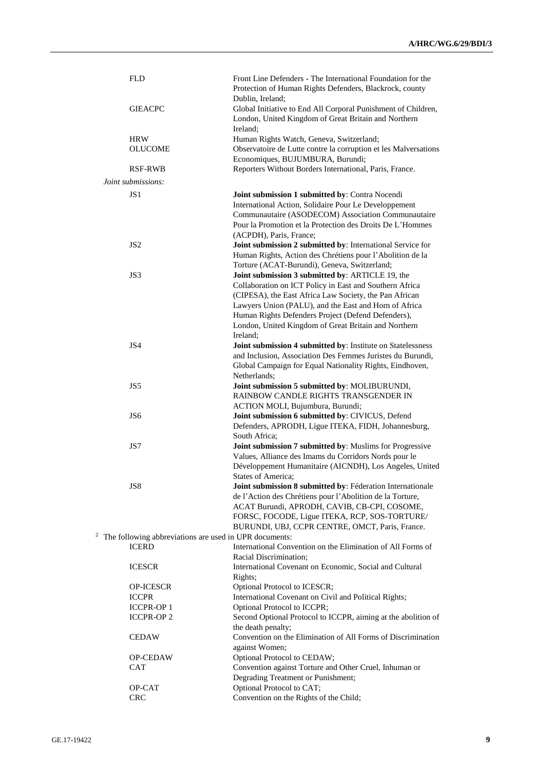| | |
|---|---|
| FLD | Front Line Defenders - The International Foundation for the Protection of Human Rights Defenders, Blackrock, county Dublin, Ireland; |
| GIEACPC | Global Initiative to End All Corporal Punishment of Children, London, United Kingdom of Great Britain and Northern Ireland; |
| HRW | Human Rights Watch, Geneva, Switzerland; |
| OLUCOME | Observatoire de Lutte contre la corruption et les Malversations Economiques, BUJUMBURA, Burundi; |
| RSF-RWB | Reporters Without Borders International, Paris, France. |

*Joint submissions:*

| | |
|---|---|
| JS1 | **Joint submission 1 submitted by**: Contra Nocendi International Action, Solidaire Pour Le Developpement Communautaire (ASODECOM) Association Communautaire Pour la Promotion et la Protection des Droits De L'Hommes (ACPDH), Paris, France; |
| JS2 | **Joint submission 2 submitted by**: International Service for Human Rights, Action des Chrétiens pour l'Abolition de la Torture (ACAT-Burundi), Geneva, Switzerland; |
| JS3 | **Joint submission 3 submitted by**: ARTICLE 19, the Collaboration on ICT Policy in East and Southern Africa (CIPESA), the East Africa Law Society, the Pan African Lawyers Union (PALU), and the East and Horn of Africa Human Rights Defenders Project (Defend Defenders), London, United Kingdom of Great Britain and Northern Ireland; |
| JS4 | **Joint submission 4 submitted by**: Institute on Statelessness and Inclusion, Association Des Femmes Juristes du Burundi, Global Campaign for Equal Nationality Rights, Eindhoven, Netherlands; |
| JS5 | **Joint submission 5 submitted by**: MOLIBURUNDI, RAINBOW CANDLE RIGHTS TRANSGENDER IN ACTION MOLI, Bujumbura, Burundi; |
| JS6 | **Joint submission 6 submitted by**: CIVICUS, Defend Defenders, APRODH, Ligue ITEKA, FIDH, Johannesburg, South Africa; |
| JS7 | **Joint submission 7 submitted by**: Muslims for Progressive Values, Alliance des Imams du Corridors Nords pour le Développement Humanitaire (AICNDH), Los Angeles, United States of America; |
| JS8 | **Joint submission 8 submitted by**: Féderation Internationale de l'Action des Chrétiens pour l'Abolition de la Torture, ACAT Burundi, APRODH, CAVIB, CB-CPI, COSOME, FORSC, FOCODE, Ligue ITEKA, RCP, SOS-TORTURE/ BURUNDI, UBJ, CCPR CENTRE, OMCT, Paris, France. |

[2] The following abbreviations are used in UPR documents:

| | |
|---|---|
| ICERD | International Convention on the Elimination of All Forms of Racial Discrimination; |
| ICESCR | International Covenant on Economic, Social and Cultural Rights; |
| OP-ICESCR | Optional Protocol to ICESCR; |
| ICCPR | International Covenant on Civil and Political Rights; |
| ICCPR-OP 1 | Optional Protocol to ICCPR; |
| ICCPR-OP 2 | Second Optional Protocol to ICCPR, aiming at the abolition of the death penalty; |
| CEDAW | Convention on the Elimination of All Forms of Discrimination against Women; |
| OP-CEDAW | Optional Protocol to CEDAW; |
| CAT | Convention against Torture and Other Cruel, Inhuman or Degrading Treatment or Punishment; |
| OP-CAT | Optional Protocol to CAT; |
| CRC | Convention on the Rights of the Child; |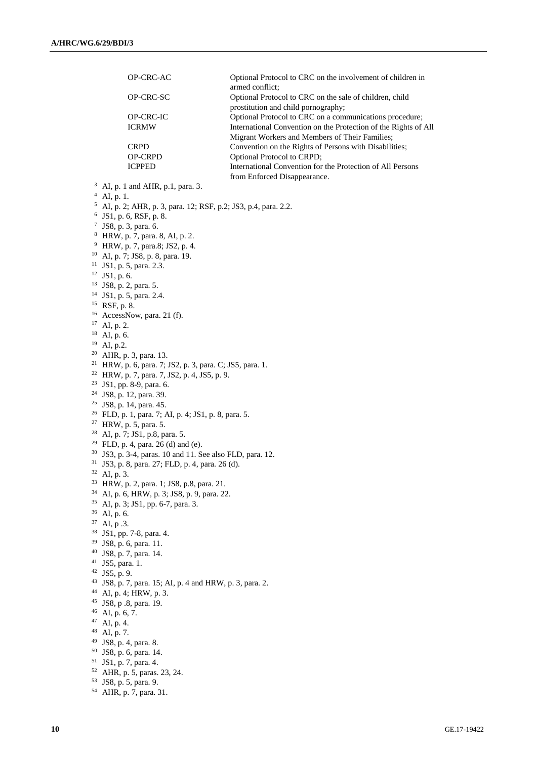| | |
|---|---|
| OP-CRC-AC | Optional Protocol to CRC on the involvement of children in armed conflict; |
| OP-CRC-SC | Optional Protocol to CRC on the sale of children, child prostitution and child pornography; |
| OP-CRC-IC | Optional Protocol to CRC on a communications procedure; |
| ICRMW | International Convention on the Protection of the Rights of All Migrant Workers and Members of Their Families; |
| CRPD | Convention on the Rights of Persons with Disabilities; |
| OP-CRPD | Optional Protocol to CRPD; |
| ICPPED | International Convention for the Protection of All Persons from Enforced Disappearance. |

[3] AI, p. 1 and AHR, p.1, para. 3.
[4] AI, p. 1.
[5] AI, p. 2; AHR, p. 3, para. 12; RSF, p.2; JS3, p.4, para. 2.2.
[6] JS1, p. 6, RSF, p. 8.
[7] JS8, p. 3, para. 6.
[8] HRW, p. 7, para. 8, AI, p. 2.
[9] HRW, p. 7, para.8; JS2, p. 4.
[10] AI, p. 7; JS8, p. 8, para. 19.
[11] JS1, p. 5, para. 2.3.
[12] JS1, p. 6.
[13] JS8, p. 2, para. 5.
[14] JS1, p. 5, para. 2.4.
[15] RSF, p. 8.
[16] AccessNow, para. 21 (f).
[17] AI, p. 2.
[18] AI, p. 6.
[19] AI, p.2.
[20] AHR, p. 3, para. 13.
[21] HRW, p. 6, para. 7; JS2, p. 3, para. C; JS5, para. 1.
[22] HRW, p. 7, para. 7, JS2, p. 4, JS5, p. 9.
[23] JS1, pp. 8-9, para. 6.
[24] JS8, p. 12, para. 39.
[25] JS8, p. 14, para. 45.
[26] FLD, p. 1, para. 7; AI, p. 4; JS1, p. 8, para. 5.
[27] HRW, p. 5, para. 5.
[28] AI, p. 7; JS1, p.8, para. 5.
[29] FLD, p. 4, para. 26 (d) and (e).
[30] JS3, p. 3-4, paras. 10 and 11. See also FLD, para. 12.
[31] JS3, p. 8, para. 27; FLD, p. 4, para. 26 (d).
[32] AI, p. 3.
[33] HRW, p. 2, para. 1; JS8, p.8, para. 21.
[34] AI, p. 6, HRW, p. 3; JS8, p. 9, para. 22.
[35] AI, p. 3; JS1, pp. 6-7, para. 3.
[36] AI, p. 6.
[37] AI, p .3.
[38] JS1, pp. 7-8, para. 4.
[39] JS8, p. 6, para. 11.
[40] JS8, p. 7, para. 14.
[41] JS5, para. 1.
[42] JS5, p. 9.
[43] JS8, p. 7, para. 15; AI, p. 4 and HRW, p. 3, para. 2.
[44] AI, p. 4; HRW, p. 3.
[45] JS8, p .8, para. 19.
[46] AI, p. 6, 7.
[47] AI, p. 4.
[48] AI, p. 7.
[49] JS8, p. 4, para. 8.
[50] JS8, p. 6, para. 14.
[51] JS1, p. 7, para. 4.
[52] AHR, p. 5, paras. 23, 24.
[53] JS8, p. 5, para. 9.
[54] AHR, p. 7, para. 31.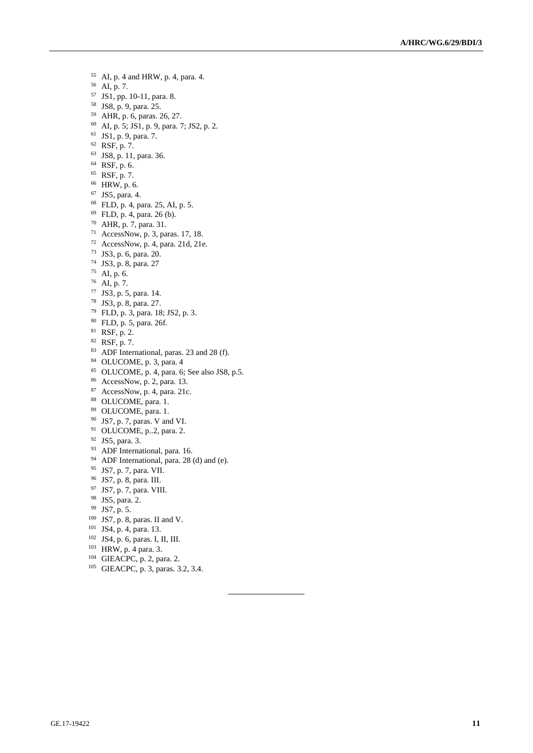[55] AI, p. 4 and HRW, p. 4, para. 4.
[56] AI, p. 7.
[57] JS1, pp. 10-11, para. 8.
[58] JS8, p. 9, para. 25.
[59] AHR, p. 6, paras. 26, 27.
[60] AI, p. 5; JS1, p. 9, para. 7; JS2, p. 2.
[61] JS1, p. 9, para. 7.
[62] RSF, p. 7.
[63] JS8, p. 11, para. 36.
[64] RSF, p. 6.
[65] RSF, p. 7.
[66] HRW, p. 6.
[67] JS5, para. 4.
[68] FLD, p. 4, para. 25, AI, p. 5.
[69] FLD, p. 4, para. 26 (b).
[70] AHR, p. 7, para. 31.
[71] AccessNow, p. 3, paras. 17, 18.
[72] AccessNow, p. 4, para. 21d, 21e.
[73] JS3, p. 6, para. 20.
[74] JS3, p. 8, para. 27
[75] AI, p. 6.
[76] AI, p. 7.
[77] JS3, p. 5, para. 14.
[78] JS3, p. 8, para. 27.
[79] FLD, p. 3, para. 18; JS2, p. 3.
[80] FLD, p. 5, para. 26f.
[81] RSF, p. 2.
[82] RSF, p. 7.
[83] ADF International, paras. 23 and 28 (f).
[84] OLUCOME, p. 3, para. 4
[85] OLUCOME, p. 4, para. 6; See also JS8, p.5.
[86] AccessNow, p. 2, para. 13.
[87] AccessNow, p. 4, para. 21c.
[88] OLUCOME, para. 1.
[89] OLUCOME, para. 1.
[90] JS7, p. 7, paras. V and VI.
[91] OLUCOME, p..2, para. 2.
[92] JS5, para. 3.
[93] ADF International, para. 16.
[94] ADF International, para. 28 (d) and (e).
[95] JS7, p. 7, para. VII.
[96] JS7, p. 8, para. III.
[97] JS7, p. 7, para. VIII.
[98] JS5, para. 2.
[99] JS7, p. 5.
[100] JS7, p. 8, paras. II and V.
[101] JS4, p. 4, para. 13.
[102] JS4, p. 6, paras. I, II, III.
[103] HRW, p. 4 para. 3.
[104] GIEACPC, p. 2, para. 2.
[105] GIEACPC, p. 3, paras. 3.2, 3.4.